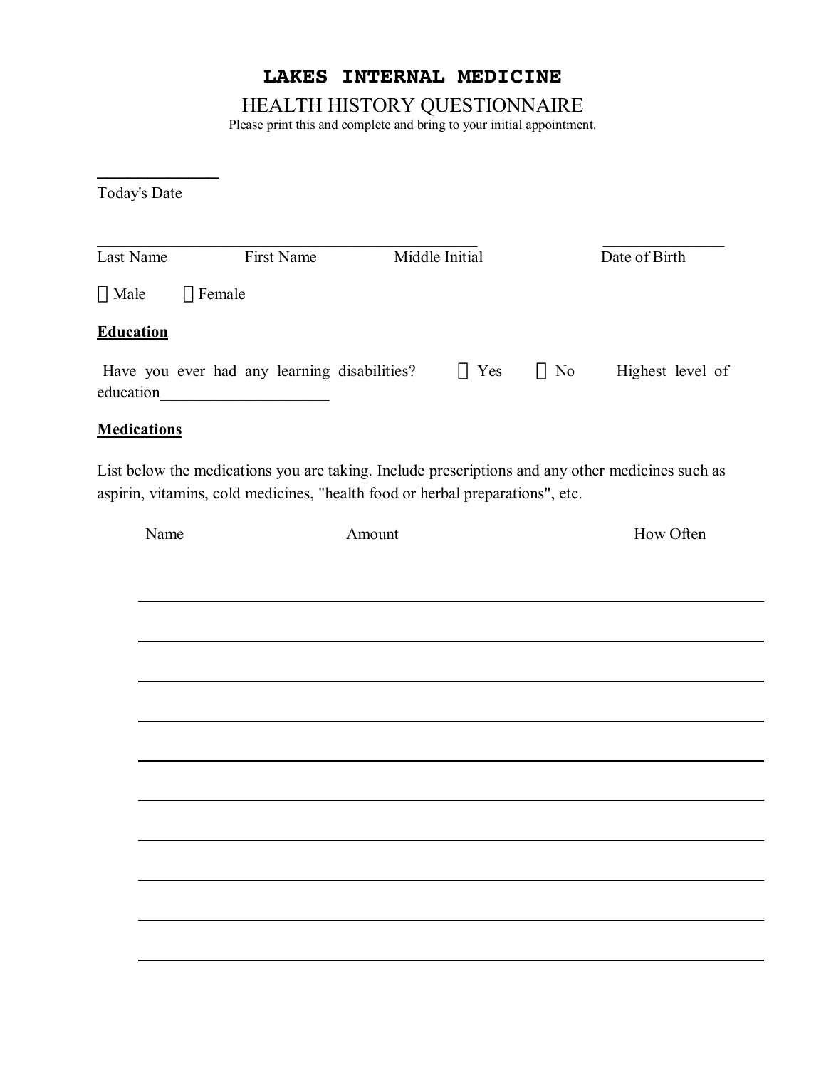# LAKES INTERNAL MEDICINE

## HEALTH HISTORY QUESTIONNAIRE

Please print this and complete and bring to your initial appointment.

______________
Today's Date

_______________________________________________ ______________
Last Name First Name Middle Initial Date of Birth

☐ Male ☐ Female

**Education**

Have you ever had any learning disabilities? ☐ Yes ☐ No Highest level of education____________________

**Medications**

List below the medications you are taking. Include prescriptions and any other medicines such as aspirin, vitamins, cold medicines, "health food or herbal preparations", etc.

| Name | Amount | How Often |
| --- | --- | --- |
| | | |
| | | |
| | | |
| | | |
| | | |
| | | |
| | | |
| | | |
| | | |
| | | |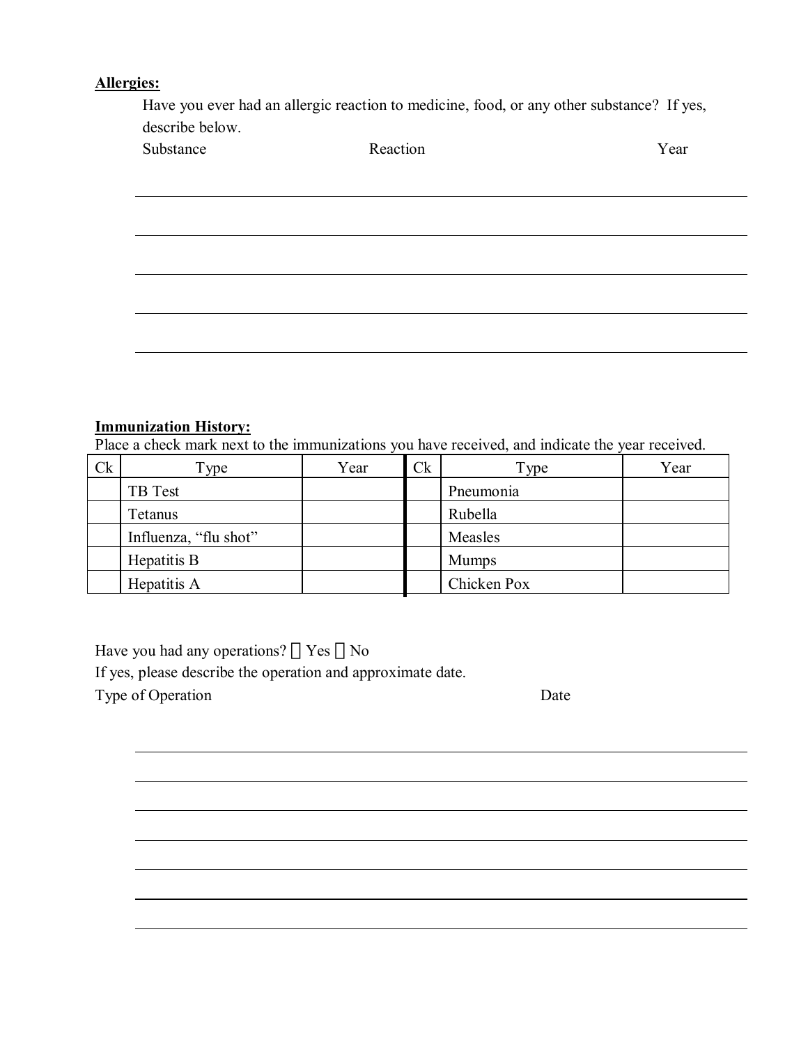**Allergies:**

Have you ever had an allergic reaction to medicine, food, or any other substance? If yes, describe below.

Substance Reaction Year

______________________________________________

______________________________________________

______________________________________________

______________________________________________

______________________________________________

**Immunization History:**

Place a check mark next to the immunizations you have received, and indicate the year received.

| Ck | Type | Year | Ck | Type | Year |
|---|---|---|---|---|---|
| | TB Test | | | Pneumonia | |
| | Tetanus | | | Rubella | |
| | Influenza, "flu shot" | | | Measles | |
| | Hepatitis B | | | Mumps | |
| | Hepatitis A | | | Chicken Pox | |

Have you had any operations? ☐ Yes ☐ No

If yes, please describe the operation and approximate date.

Type of Operation Date

______________________________________________

______________________________________________

______________________________________________

______________________________________________

______________________________________________

______________________________________________

______________________________________________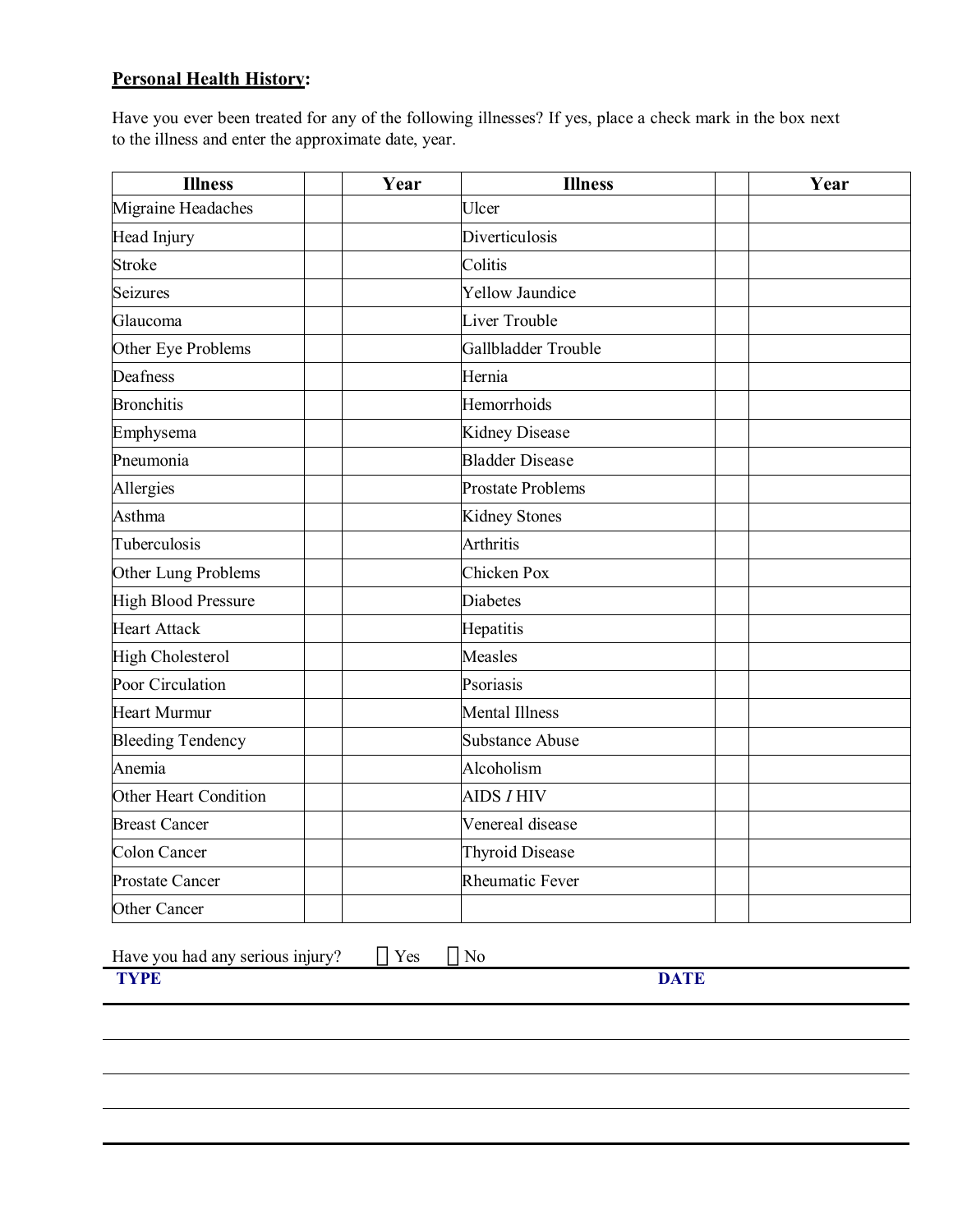**Personal Health History:**

Have you ever been treated for any of the following illnesses? If yes, place a check mark in the box next to the illness and enter the approximate date, year.

| Illness | | Year | Illness | | Year |
|---|---|---|---|---|---|
| Migraine Headaches | | | Ulcer | | |
| Head Injury | | | Diverticulosis | | |
| Stroke | | | Colitis | | |
| Seizures | | | Yellow Jaundice | | |
| Glaucoma | | | Liver Trouble | | |
| Other Eye Problems | | | Gallbladder Trouble | | |
| Deafness | | | Hernia | | |
| Bronchitis | | | Hemorrhoids | | |
| Emphysema | | | Kidney Disease | | |
| Pneumonia | | | Bladder Disease | | |
| Allergies | | | Prostate Problems | | |
| Asthma | | | Kidney Stones | | |
| Tuberculosis | | | Arthritis | | |
| Other Lung Problems | | | Chicken Pox | | |
| High Blood Pressure | | | Diabetes | | |
| Heart Attack | | | Hepatitis | | |
| High Cholesterol | | | Measles | | |
| Poor Circulation | | | Psoriasis | | |
| Heart Murmur | | | Mental Illness | | |
| Bleeding Tendency | | | Substance Abuse | | |
| Anemia | | | Alcoholism | | |
| Other Heart Condition | | | AIDS *I* HIV | | |
| Breast Cancer | | | Venereal disease | | |
| Colon Cancer | | | Thyroid Disease | | |
| Prostate Cancer | | | Rheumatic Fever | | |
| Other Cancer | | | | | |

Have you had any serious injury? ☐ Yes ☐ No

| TYPE | DATE |
|---|---|
| | |
| | |
| | |
| | |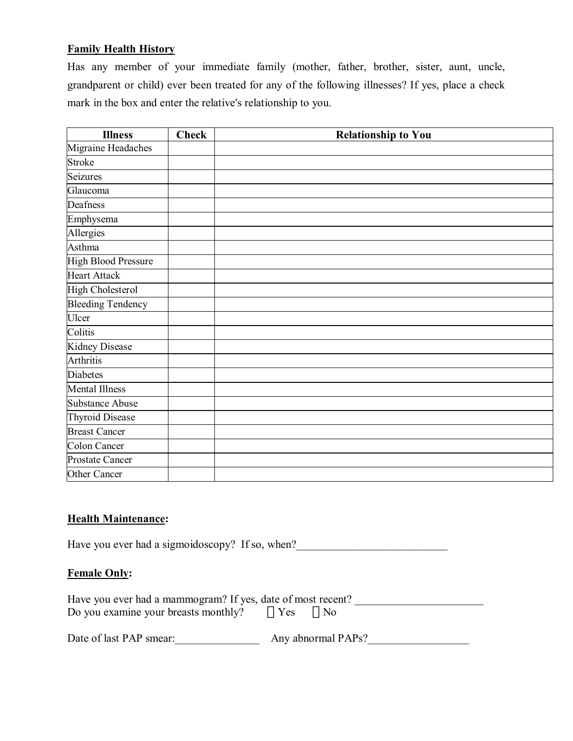**Family Health History**

Has any member of your immediate family (mother, father, brother, sister, aunt, uncle, grandparent or child) ever been treated for any of the following illnesses? If yes, place a check mark in the box and enter the relative's relationship to you.

| Illness | Check | Relationship to You |
|---|---|---|
| Migraine Headaches | | |
| Stroke | | |
| Seizures | | |
| Glaucoma | | |
| Deafness | | |
| Emphysema | | |
| Allergies | | |
| Asthma | | |
| High Blood Pressure | | |
| Heart Attack | | |
| High Cholesterol | | |
| Bleeding Tendency | | |
| Ulcer | | |
| Colitis | | |
| Kidney Disease | | |
| Arthritis | | |
| Diabetes | | |
| Mental Illness | | |
| Substance Abuse | | |
| Thyroid Disease | | |
| Breast Cancer | | |
| Colon Cancer | | |
| Prostate Cancer | | |
| Other Cancer | | |

**Health Maintenance:**

Have you ever had a sigmoidoscopy? If so, when?___________________________

**Female Only:**

Have you ever had a mammogram? If yes, date of most recent? _______________________

Do you examine your breasts monthly? ☐ Yes ☐ No

Date of last PAP smear:_______________ Any abnormal PAPs?__________________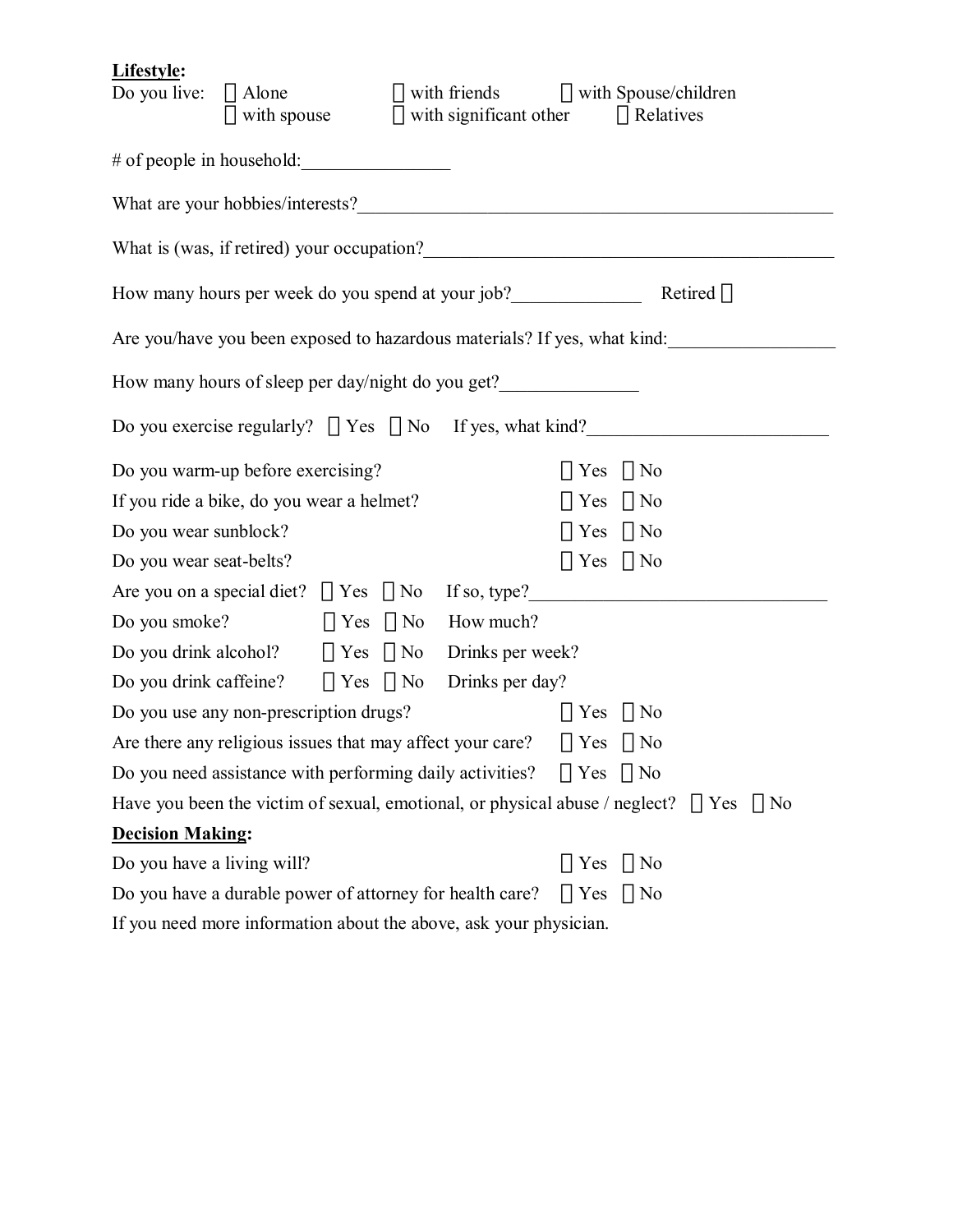**Lifestyle:**

Do you live: ☐ Alone ☐ with friends ☐ with Spouse/children
☐ with spouse ☐ with significant other ☐ Relatives

# of people in household:________________

What are your hobbies/interests?________________________________________________________

What is (was, if retired) your occupation?_______________________________________________

How many hours per week do you spend at your job?______________ Retired ☐

Are you/have you been exposed to hazardous materials? If yes, what kind:__________________

How many hours of sleep per day/night do you get?_______________

Do you exercise regularly? ☐ Yes ☐ No If yes, what kind?___________________________

Do you warm-up before exercising? ☐ Yes ☐ No

If you ride a bike, do you wear a helmet? ☐ Yes ☐ No

Do you wear sunblock? ☐ Yes ☐ No

Do you wear seat-belts? ☐ Yes ☐ No

Are you on a special diet? ☐ Yes ☐ No If so, type?__________________________________

Do you smoke? ☐ Yes ☐ No How much?

Do you drink alcohol? ☐ Yes ☐ No Drinks per week?

Do you drink caffeine? ☐ Yes ☐ No Drinks per day?

Do you use any non-prescription drugs? ☐ Yes ☐ No

Are there any religious issues that may affect your care? ☐ Yes ☐ No

Do you need assistance with performing daily activities? ☐ Yes ☐ No

Have you been the victim of sexual, emotional, or physical abuse / neglect? ☐ Yes ☐ No

**Decision Making:**

Do you have a living will? ☐ Yes ☐ No

Do you have a durable power of attorney for health care? ☐ Yes ☐ No

If you need more information about the above, ask your physician.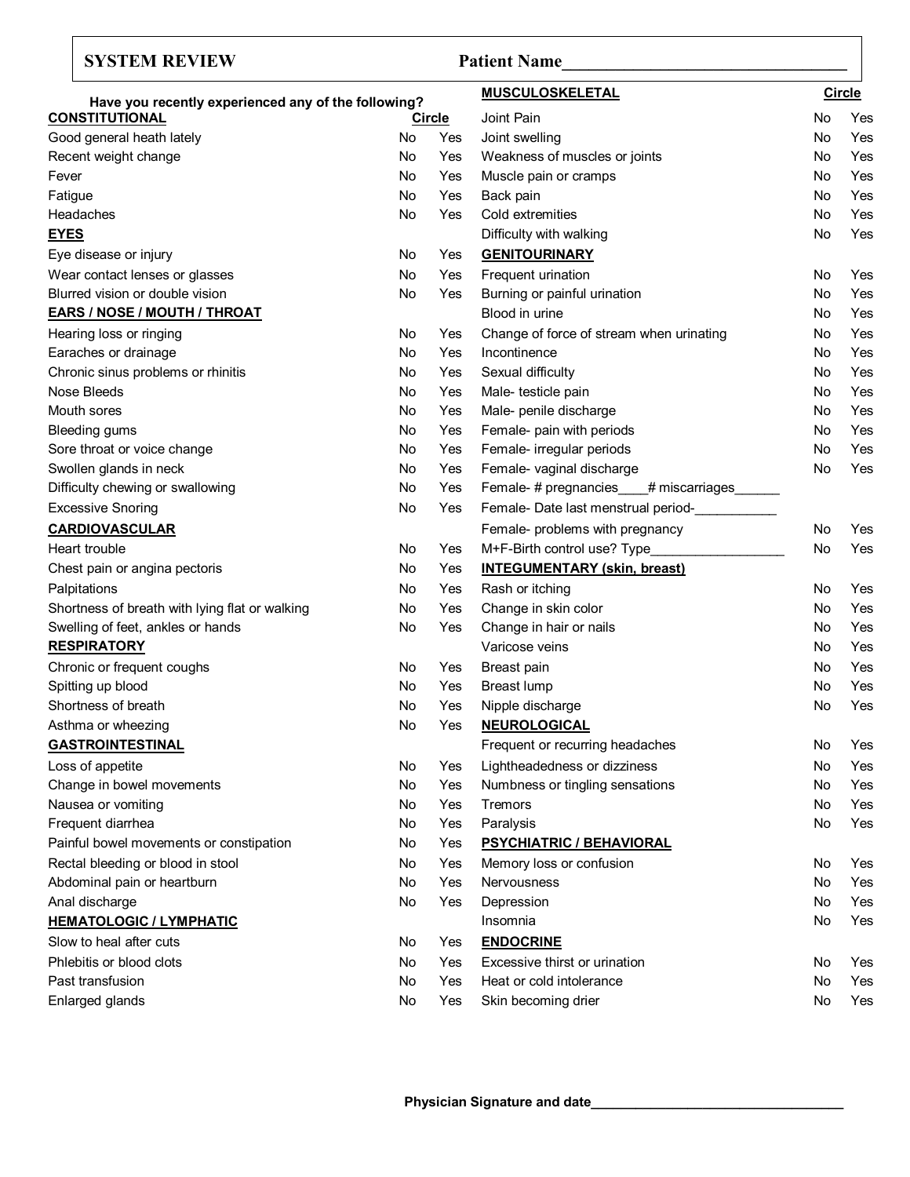## SYSTEM REVIEW

**Patient Name**_________________________________

**Have you recently experienced any of the following?**

| CONSTITUTIONAL | Circle | |
|---|---|---|
| Good general heath lately | No | Yes |
| Recent weight change | No | Yes |
| Fever | No | Yes |
| Fatigue | No | Yes |
| Headaches | No | Yes |
| **EYES** | | |
| Eye disease or injury | No | Yes |
| Wear contact lenses or glasses | No | Yes |
| Blurred vision or double vision | No | Yes |
| **EARS / NOSE / MOUTH / THROAT** | | |
| Hearing loss or ringing | No | Yes |
| Earaches or drainage | No | Yes |
| Chronic sinus problems or rhinitis | No | Yes |
| Nose Bleeds | No | Yes |
| Mouth sores | No | Yes |
| Bleeding gums | No | Yes |
| Sore throat or voice change | No | Yes |
| Swollen glands in neck | No | Yes |
| Difficulty chewing or swallowing | No | Yes |
| Excessive Snoring | No | Yes |
| **CARDIOVASCULAR** | | |
| Heart trouble | No | Yes |
| Chest pain or angina pectoris | No | Yes |
| Palpitations | No | Yes |
| Shortness of breath with lying flat or walking | No | Yes |
| Swelling of feet, ankles or hands | No | Yes |
| **RESPIRATORY** | | |
| Chronic or frequent coughs | No | Yes |
| Spitting up blood | No | Yes |
| Shortness of breath | No | Yes |
| Asthma or wheezing | No | Yes |
| **GASTROINTESTINAL** | | |
| Loss of appetite | No | Yes |
| Change in bowel movements | No | Yes |
| Nausea or vomiting | No | Yes |
| Frequent diarrhea | No | Yes |
| Painful bowel movements or constipation | No | Yes |
| Rectal bleeding or blood in stool | No | Yes |
| Abdominal pain or heartburn | No | Yes |
| Anal discharge | No | Yes |
| **HEMATOLOGIC / LYMPHATIC** | | |
| Slow to heal after cuts | No | Yes |
| Phlebitis or blood clots | No | Yes |
| Past transfusion | No | Yes |
| Enlarged glands | No | Yes |

| MUSCULOSKELETAL | Circle | |
|---|---|---|
| Joint Pain | No | Yes |
| Joint swelling | No | Yes |
| Weakness of muscles or joints | No | Yes |
| Muscle pain or cramps | No | Yes |
| Back pain | No | Yes |
| Cold extremities | No | Yes |
| Difficulty with walking | No | Yes |
| **GENITOURINARY** | | |
| Frequent urination | No | Yes |
| Burning or painful urination | No | Yes |
| Blood in urine | No | Yes |
| Change of force of stream when urinating | No | Yes |
| Incontinence | No | Yes |
| Sexual difficulty | No | Yes |
| Male- testicle pain | No | Yes |
| Male- penile discharge | No | Yes |
| Female- pain with periods | No | Yes |
| Female- irregular periods | No | Yes |
| Female- vaginal discharge | No | Yes |
| Female- # pregnancies____# miscarriages______ | | |
| Female- Date last menstrual period-___________ | | |
| Female- problems with pregnancy | No | Yes |
| M+F-Birth control use? Type__________________ | No | Yes |
| **INTEGUMENTARY (skin, breast)** | | |
| Rash or itching | No | Yes |
| Change in skin color | No | Yes |
| Change in hair or nails | No | Yes |
| Varicose veins | No | Yes |
| Breast pain | No | Yes |
| Breast lump | No | Yes |
| Nipple discharge | No | Yes |
| **NEUROLOGICAL** | | |
| Frequent or recurring headaches | No | Yes |
| Lightheadedness or dizziness | No | Yes |
| Numbness or tingling sensations | No | Yes |
| Tremors | No | Yes |
| Paralysis | No | Yes |
| **PSYCHIATRIC / BEHAVIORAL** | | |
| Memory loss or confusion | No | Yes |
| Nervousness | No | Yes |
| Depression | No | Yes |
| Insomnia | No | Yes |
| **ENDOCRINE** | | |
| Excessive thirst or urination | No | Yes |
| Heat or cold intolerance | No | Yes |
| Skin becoming drier | No | Yes |

**Physician Signature and date**_________________________________